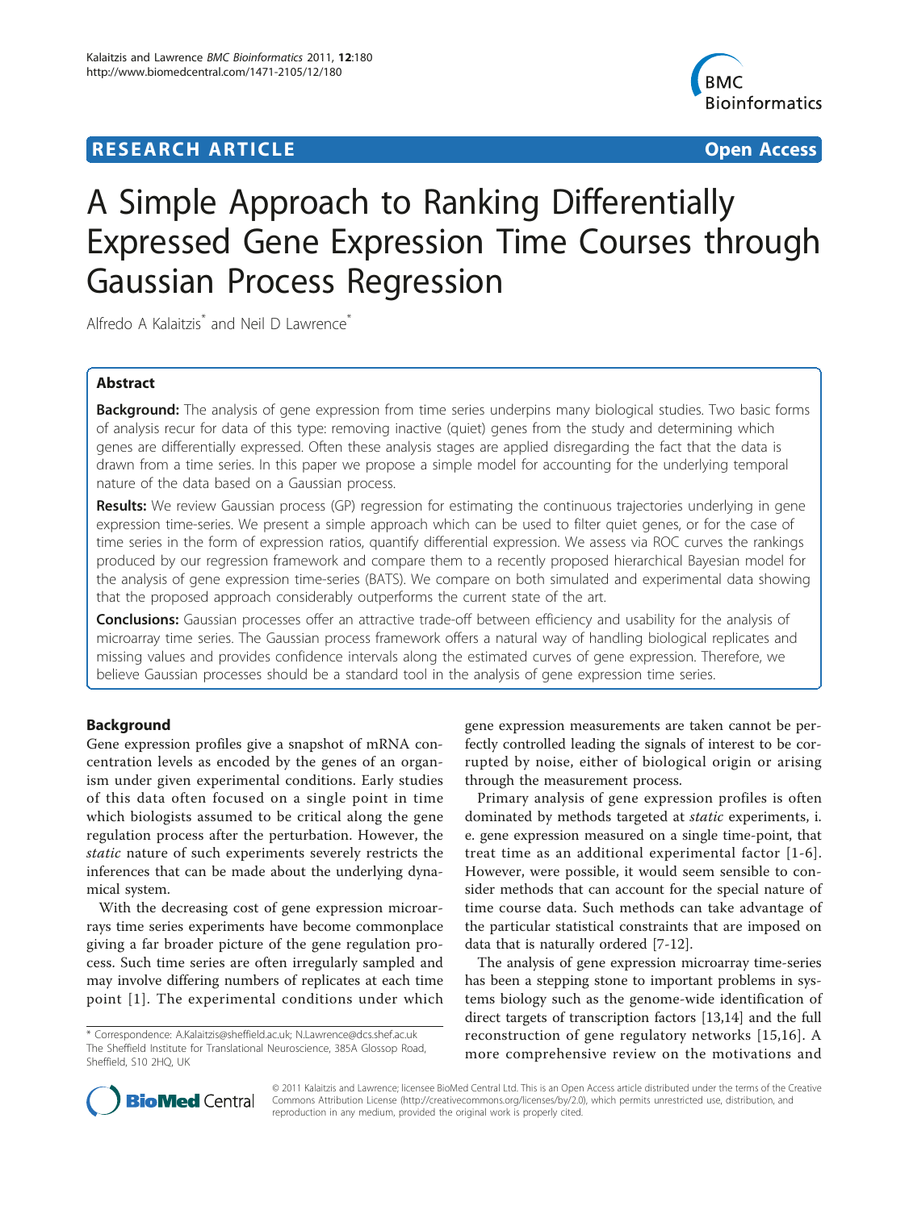# A Simple Approach to Ranking Differentially Expressed Gene Expression Time Courses through Gaussian Process Regression

Alfredo A Kalaitzis* and Neil D Lawrence*

## Abstract

**Background:** The analysis of gene expression from time series underpins many biological studies. Two basic forms of analysis recur for data of this type: removing inactive (quiet) genes from the study and determining which genes are differentially expressed. Often these analysis stages are applied disregarding the fact that the data is drawn from a time series. In this paper we propose a simple model for accounting for the underlying temporal nature of the data based on a Gaussian process.

**Results:** We review Gaussian process (GP) regression for estimating the continuous trajectories underlying in gene expression time-series. We present a simple approach which can be used to filter quiet genes, or for the case of time series in the form of expression ratios, quantify differential expression. We assess via ROC curves the rankings produced by our regression framework and compare them to a recently proposed hierarchical Bayesian model for the analysis of gene expression time-series (BATS). We compare on both simulated and experimental data showing that the proposed approach considerably outperforms the current state of the art.

**Conclusions:** Gaussian processes offer an attractive trade-off between efficiency and usability for the analysis of microarray time series. The Gaussian process framework offers a natural way of handling biological replicates and missing values and provides confidence intervals along the estimated curves of gene expression. Therefore, we believe Gaussian processes should be a standard tool in the analysis of gene expression time series.

## Background

Gene expression profiles give a snapshot of mRNA concentration levels as encoded by the genes of an organism under given experimental conditions. Early studies of this data often focused on a single point in time which biologists assumed to be critical along the gene regulation process after the perturbation. However, the *static* nature of such experiments severely restricts the inferences that can be made about the underlying dynamical system.

With the decreasing cost of gene expression microarrays time series experiments have become commonplace giving a far broader picture of the gene regulation process. Such time series are often irregularly sampled and may involve differing numbers of replicates at each time point [1]. The experimental conditions under which gene expression measurements are taken cannot be perfectly controlled leading the signals of interest to be corrupted by noise, either of biological origin or arising through the measurement process.

Primary analysis of gene expression profiles is often dominated by methods targeted at *static* experiments, i.e. gene expression measured on a single time-point, that treat time as an additional experimental factor [1-6]. However, were possible, it would seem sensible to consider methods that can account for the special nature of time course data. Such methods can take advantage of the particular statistical constraints that are imposed on data that is naturally ordered [7-12].

The analysis of gene expression microarray time-series has been a stepping stone to important problems in systems biology such as the genome-wide identification of direct targets of transcription factors [13,14] and the full reconstruction of gene regulatory networks [15,16]. A more comprehensive review on the motivations and

\* Correspondence: A.Kalaitzis@sheffield.ac.uk; N.Lawrence@dcs.shef.ac.uk
The Sheffield Institute for Translational Neuroscience, 385A Glossop Road, Sheffield, S10 2HQ, UK

© 2011 Kalaitzis and Lawrence; licensee BioMed Central Ltd. This is an Open Access article distributed under the terms of the Creative Commons Attribution License (http://creativecommons.org/licenses/by/2.0), which permits unrestricted use, distribution, and reproduction in any medium, provided the original work is properly cited.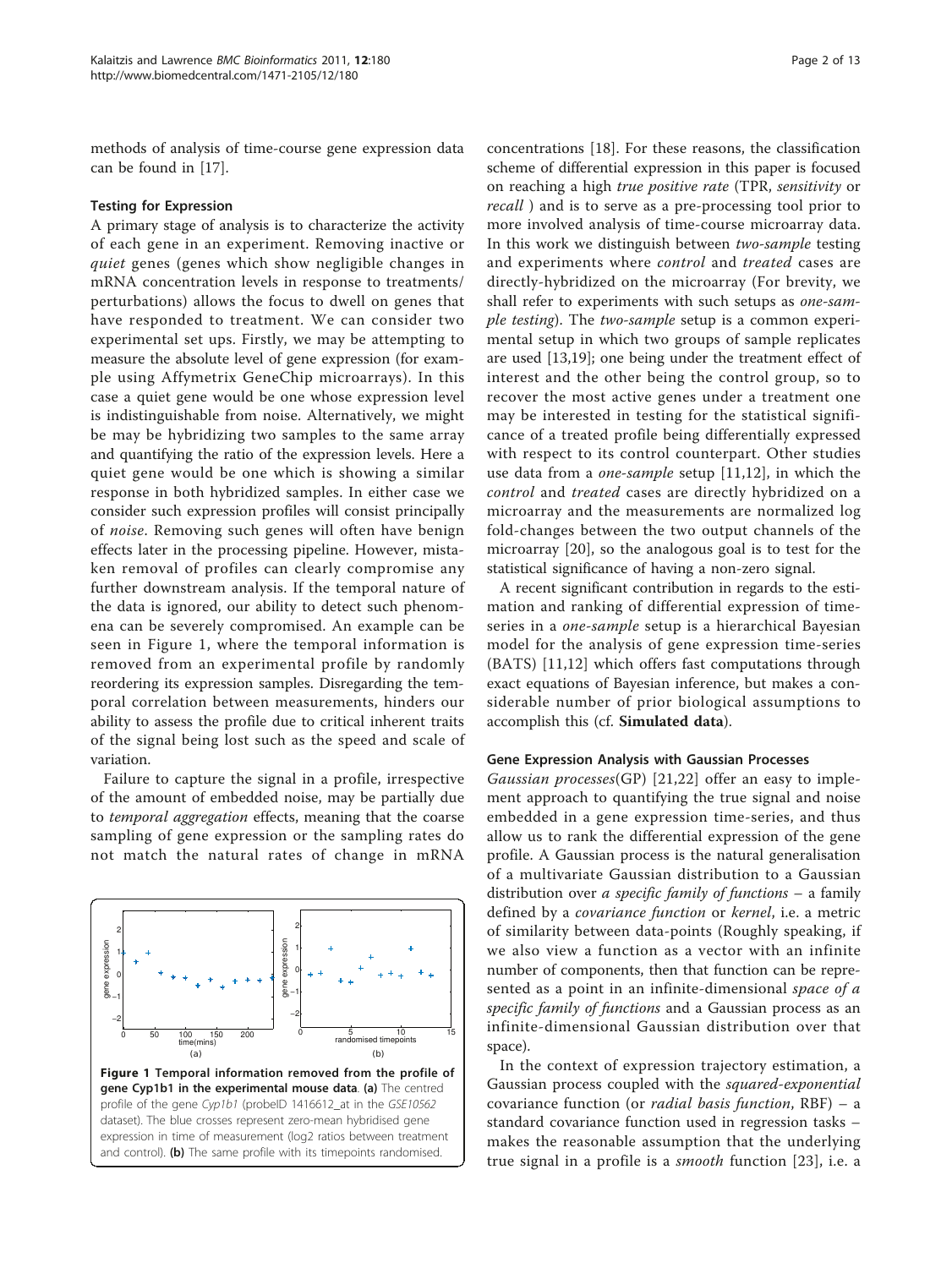methods of analysis of time-course gene expression data can be found in [17].

### Testing for Expression

A primary stage of analysis is to characterize the activity of each gene in an experiment. Removing inactive or *quiet* genes (genes which show negligible changes in mRNA concentration levels in response to treatments/perturbations) allows the focus to dwell on genes that have responded to treatment. We can consider two experimental set ups. Firstly, we may be attempting to measure the absolute level of gene expression (for example using Affymetrix GeneChip microarrays). In this case a quiet gene would be one whose expression level is indistinguishable from noise. Alternatively, we might be may be hybridizing two samples to the same array and quantifying the ratio of the expression levels. Here a quiet gene would be one which is showing a similar response in both hybridized samples. In either case we consider such expression profiles will consist principally of *noise*. Removing such genes will often have benign effects later in the processing pipeline. However, mistaken removal of profiles can clearly compromise any further downstream analysis. If the temporal nature of the data is ignored, our ability to detect such phenomena can be severely compromised. An example can be seen in Figure 1, where the temporal information is removed from an experimental profile by randomly reordering its expression samples. Disregarding the temporal correlation between measurements, hinders our ability to assess the profile due to critical inherent traits of the signal being lost such as the speed and scale of variation.

Failure to capture the signal in a profile, irrespective of the amount of embedded noise, may be partially due to *temporal aggregation* effects, meaning that the coarse sampling of gene expression or the sampling rates do not match the natural rates of change in mRNA concentrations [18]. For these reasons, the classification scheme of differential expression in this paper is focused on reaching a high *true positive rate* (TPR, *sensitivity* or *recall* ) and is to serve as a pre-processing tool prior to more involved analysis of time-course microarray data. In this work we distinguish between *two-sample* testing and experiments where *control* and *treated* cases are directly-hybridized on the microarray (For brevity, we shall refer to experiments with such setups as *one-sample testing*). The *two-sample* setup is a common experimental setup in which two groups of sample replicates are used [13,19]; one being under the treatment effect of interest and the other being the control group, so to recover the most active genes under a treatment one may be interested in testing for the statistical significance of a treated profile being differentially expressed with respect to its control counterpart. Other studies use data from a *one-sample* setup [11,12], in which the *control* and *treated* cases are directly hybridized on a microarray and the measurements are normalized log fold-changes between the two output channels of the microarray [20], so the analogous goal is to test for the statistical significance of having a non-zero signal.

A recent significant contribution in regards to the estimation and ranking of differential expression of time-series in a *one-sample* setup is a hierarchical Bayesian model for the analysis of gene expression time-series (BATS) [11,12] which offers fast computations through exact equations of Bayesian inference, but makes a considerable number of prior biological assumptions to accomplish this (cf. **Simulated data**).

### Gene Expression Analysis with Gaussian Processes

*Gaussian processes*(GP) [21,22] offer an easy to implement approach to quantifying the true signal and noise embedded in a gene expression time-series, and thus allow us to rank the differential expression of the gene profile. A Gaussian process is the natural generalisation of a multivariate Gaussian distribution to a Gaussian distribution over *a specific family of functions* – a family defined by a *covariance function* or *kernel*, i.e. a metric of similarity between data-points (Roughly speaking, if we also view a function as a vector with an infinite number of components, then that function can be represented as a point in an infinite-dimensional *space of a specific family of functions* and a Gaussian process as an infinite-dimensional Gaussian distribution over that space).

In the context of expression trajectory estimation, a Gaussian process coupled with the *squared-exponential* covariance function (or *radial basis function*, RBF) – a standard covariance function used in regression tasks – makes the reasonable assumption that the underlying true signal in a profile is a *smooth* function [23], i.e. a

gene expression
2
1
0
−1
−2
0 50 100 150 200
time(mins)
(a)

gene expression
2
1
0
−1
−2
0 5 10 15
randomised timepoints
(b)

**Figure 1 Temporal information removed from the profile of gene Cyp1b1 in the experimental mouse data**. **(a)** The centred profile of the gene *Cyp1b1* (probeID 1416612_at in the *GSE10562* dataset). The blue crosses represent zero-mean hybridised gene expression in time of measurement (log2 ratios between treatment and control). **(b)** The same profile with its timepoints randomised.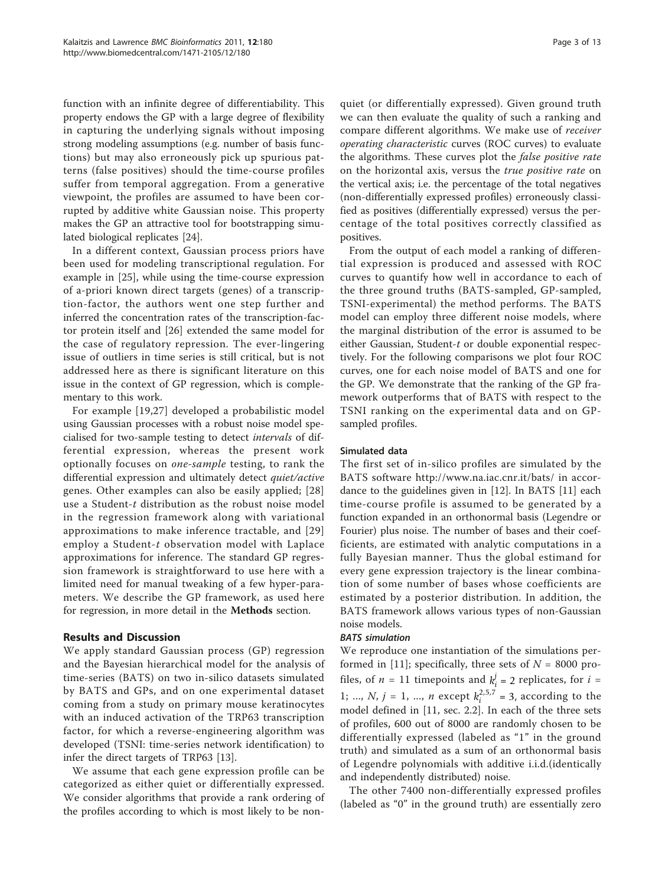function with an infinite degree of differentiability. This property endows the GP with a large degree of flexibility in capturing the underlying signals without imposing strong modeling assumptions (e.g. number of basis functions) but may also erroneously pick up spurious patterns (false positives) should the time-course profiles suffer from temporal aggregation. From a generative viewpoint, the profiles are assumed to have been corrupted by additive white Gaussian noise. This property makes the GP an attractive tool for bootstrapping simulated biological replicates [24].

In a different context, Gaussian process priors have been used for modeling transcriptional regulation. For example in [25], while using the time-course expression of a-priori known direct targets (genes) of a transcription-factor, the authors went one step further and inferred the concentration rates of the transcription-factor protein itself and [26] extended the same model for the case of regulatory repression. The ever-lingering issue of outliers in time series is still critical, but is not addressed here as there is significant literature on this issue in the context of GP regression, which is complementary to this work.

For example [19,27] developed a probabilistic model using Gaussian processes with a robust noise model specialised for two-sample testing to detect *intervals* of differential expression, whereas the present work optionally focuses on *one-sample* testing, to rank the differential expression and ultimately detect *quiet/active* genes. Other examples can also be easily applied; [28] use a Student-*t* distribution as the robust noise model in the regression framework along with variational approximations to make inference tractable, and [29] employ a Student-*t* observation model with Laplace approximations for inference. The standard GP regression framework is straightforward to use here with a limited need for manual tweaking of a few hyper-parameters. We describe the GP framework, as used here for regression, in more detail in the **Methods** section.

## Results and Discussion

We apply standard Gaussian process (GP) regression and the Bayesian hierarchical model for the analysis of time-series (BATS) on two in-silico datasets simulated by BATS and GPs, and on one experimental dataset coming from a study on primary mouse keratinocytes with an induced activation of the TRP63 transcription factor, for which a reverse-engineering algorithm was developed (TSNI: time-series network identification) to infer the direct targets of TRP63 [13].

We assume that each gene expression profile can be categorized as either quiet or differentially expressed. We consider algorithms that provide a rank ordering of the profiles according to which is most likely to be non-quiet (or differentially expressed). Given ground truth we can then evaluate the quality of such a ranking and compare different algorithms. We make use of *receiver operating characteristic* curves (ROC curves) to evaluate the algorithms. These curves plot the *false positive rate* on the horizontal axis, versus the *true positive rate* on the vertical axis; i.e. the percentage of the total negatives (non-differentially expressed profiles) erroneously classified as positives (differentially expressed) versus the percentage of the total positives correctly classified as positives.

From the output of each model a ranking of differential expression is produced and assessed with ROC curves to quantify how well in accordance to each of the three ground truths (BATS-sampled, GP-sampled, TSNI-experimental) the method performs. The BATS model can employ three different noise models, where the marginal distribution of the error is assumed to be either Gaussian, Student-*t* or double exponential respectively. For the following comparisons we plot four ROC curves, one for each noise model of BATS and one for the GP. We demonstrate that the ranking of the GP framework outperforms that of BATS with respect to the TSNI ranking on the experimental data and on GP-sampled profiles.

### Simulated data

The first set of in-silico profiles are simulated by the BATS software http://www.na.iac.cnr.it/bats/ in accordance to the guidelines given in [12]. In BATS [11] each time-course profile is assumed to be generated by a function expanded in an orthonormal basis (Legendre or Fourier) plus noise. The number of bases and their coefficients, are estimated with analytic computations in a fully Bayesian manner. Thus the global estimand for every gene expression trajectory is the linear combination of some number of bases whose coefficients are estimated by a posterior distribution. In addition, the BATS framework allows various types of non-Gaussian noise models.

#### *BATS simulation*

We reproduce one instantiation of the simulations performed in [11]; specifically, three sets of $N = 8000$ profiles, of $n = 11$ timepoints and $k_i^j = 2$ replicates, for $i = 1; \ldots, N$, $j = 1, \ldots, n$ except $k_i^{2,5,7} = 3$, according to the model defined in [11, sec. 2.2]. In each of the three sets of profiles, 600 out of 8000 are randomly chosen to be differentially expressed (labeled as "1" in the ground truth) and simulated as a sum of an orthonormal basis of Legendre polynomials with additive i.i.d.(identically and independently distributed) noise.

The other 7400 non-differentially expressed profiles (labeled as "0" in the ground truth) are essentially zero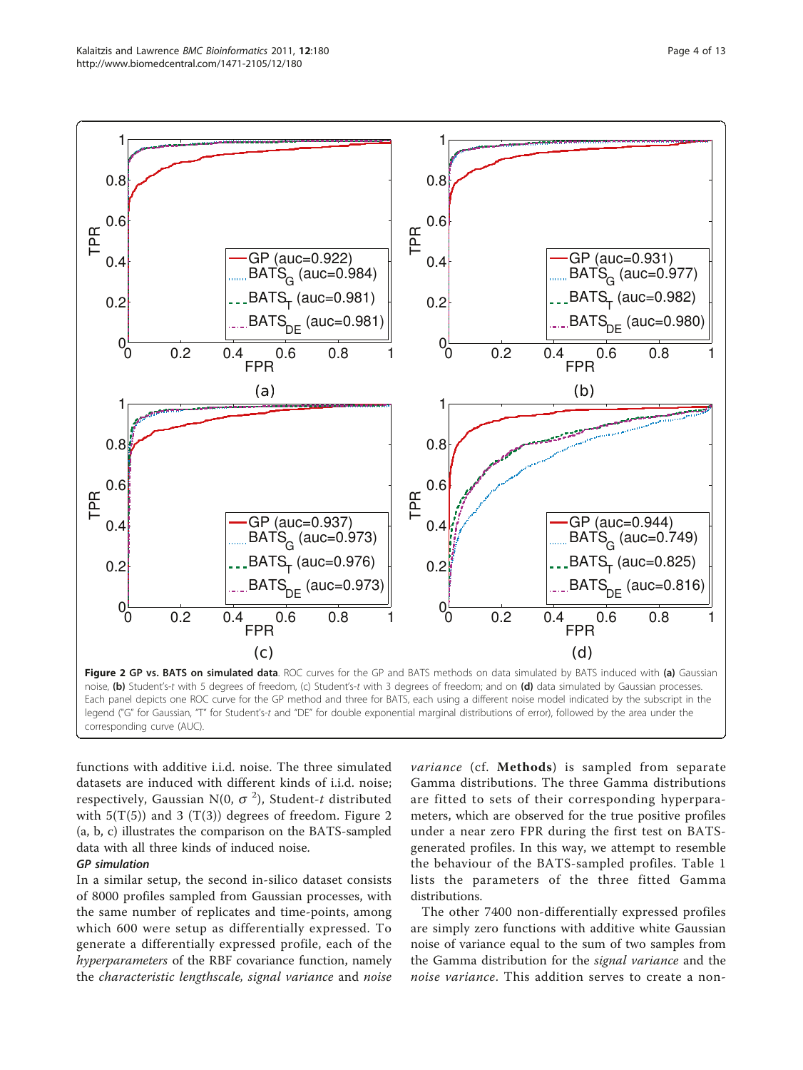**Figure 2 GP vs. BATS on simulated data**. ROC curves for the GP and BATS methods on data simulated by BATS induced with **(a)** Gaussian noise, **(b)** Student's-*t* with 5 degrees of freedom, (c) Student's-*t* with 3 degrees of freedom; and on **(d)** data simulated by Gaussian processes. Each panel depicts one ROC curve for the GP method and three for BATS, each using a different noise model indicated by the subscript in the legend ("G" for Gaussian, "T" for Student's-*t* and "DE" for double exponential marginal distributions of error), followed by the area under the corresponding curve (AUC).

functions with additive i.i.d. noise. The three simulated datasets are induced with different kinds of i.i.d. noise; respectively, Gaussian $N(0, \sigma^2)$, Student-*t* distributed with 5(T(5)) and 3 (T(3)) degrees of freedom. Figure 2 (a, b, c) illustrates the comparison on the BATS-sampled data with all three kinds of induced noise.

### GP simulation

In a similar setup, the second in-silico dataset consists of 8000 profiles sampled from Gaussian processes, with the same number of replicates and time-points, among which 600 were setup as differentially expressed. To generate a differentially expressed profile, each of the *hyperparameters* of the RBF covariance function, namely the *characteristic lengthscale*, *signal variance* and *noise variance* (cf. **Methods**) is sampled from separate Gamma distributions. The three Gamma distributions are fitted to sets of their corresponding hyperparameters, which are observed for the true positive profiles under a near zero FPR during the first test on BATS-generated profiles. In this way, we attempt to resemble the behaviour of the BATS-sampled profiles. Table 1 lists the parameters of the three fitted Gamma distributions.

The other 7400 non-differentially expressed profiles are simply zero functions with additive white Gaussian noise of variance equal to the sum of two samples from the Gamma distribution for the *signal variance* and the *noise variance*. This addition serves to create a non-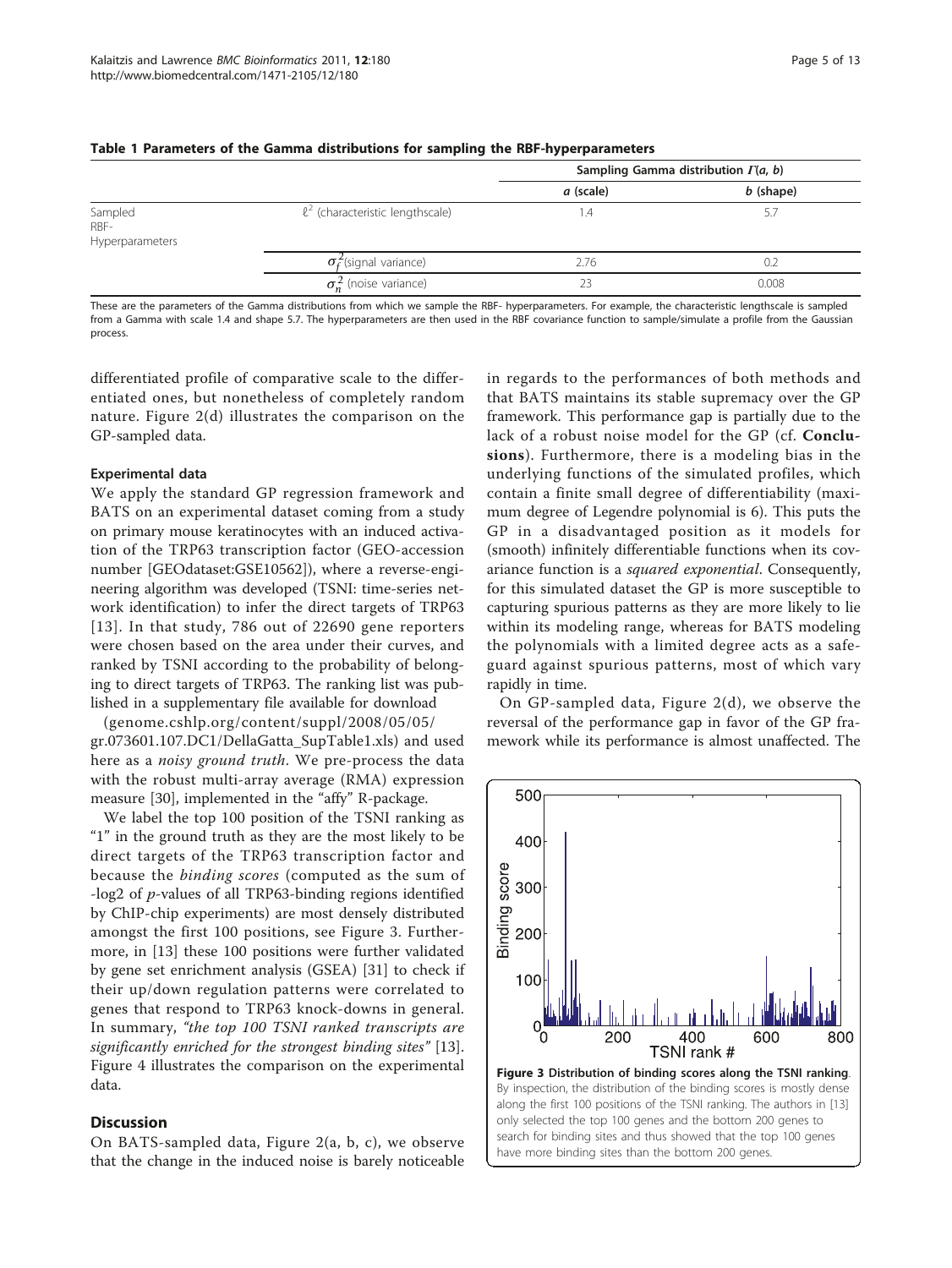**Table 1 Parameters of the Gamma distributions for sampling the RBF-hyperparameters**

| | | Sampling Gamma distribution $\Gamma(a, b)$ | |
|---|---|---|---|
| | | *a* (scale) | *b* (shape) |
| Sampled RBF-Hyperparameters | $\ell^2$ (characteristic lengthscale) | 1.4 | 5.7 |
| | $\sigma_f^2$ (signal variance) | 2.76 | 0.2 |
| | $\sigma_n^2$ (noise variance) | 23 | 0.008 |

These are the parameters of the Gamma distributions from which we sample the RBF- hyperparameters. For example, the characteristic lengthscale is sampled from a Gamma with scale 1.4 and shape 5.7. The hyperparameters are then used in the RBF covariance function to sample/simulate a profile from the Gaussian process.

differentiated profile of comparative scale to the differentiated ones, but nonetheless of completely random nature. Figure 2(d) illustrates the comparison on the GP-sampled data.

### Experimental data

We apply the standard GP regression framework and BATS on an experimental dataset coming from a study on primary mouse keratinocytes with an induced activation of the TRP63 transcription factor (GEO-accession number [GEOdataset:GSE10562]), where a reverse-engineering algorithm was developed (TSNI: time-series network identification) to infer the direct targets of TRP63 [13]. In that study, 786 out of 22690 gene reporters were chosen based on the area under their curves, and ranked by TSNI according to the probability of belonging to direct targets of TRP63. The ranking list was published in a supplementary file available for download (genome.cshlp.org/content/suppl/2008/05/05/gr.073601.107.DC1/DellaGatta_SupTable1.xls) and used here as a *noisy ground truth*. We pre-process the data with the robust multi-array average (RMA) expression measure [30], implemented in the "affy" R-package.

We label the top 100 position of the TSNI ranking as "1" in the ground truth as they are the most likely to be direct targets of the TRP63 transcription factor and because the *binding scores* (computed as the sum of -log2 of *p*-values of all TRP63-binding regions identified by ChIP-chip experiments) are most densely distributed amongst the first 100 positions, see Figure 3. Furthermore, in [13] these 100 positions were further validated by gene set enrichment analysis (GSEA) [31] to check if their up/down regulation patterns were correlated to genes that respond to TRP63 knock-downs in general. In summary, *"the top 100 TSNI ranked transcripts are significantly enriched for the strongest binding sites"* [13]. Figure 4 illustrates the comparison on the experimental data.

## Discussion

On BATS-sampled data, Figure 2(a, b, c), we observe that the change in the induced noise is barely noticeable in regards to the performances of both methods and that BATS maintains its stable supremacy over the GP framework. This performance gap is partially due to the lack of a robust noise model for the GP (cf. **Conclusions**). Furthermore, there is a modeling bias in the underlying functions of the simulated profiles, which contain a finite small degree of differentiability (maximum degree of Legendre polynomial is 6). This puts the GP in a disadvantaged position as it models for (smooth) infinitely differentiable functions when its covariance function is a *squared exponential*. Consequently, for this simulated dataset the GP is more susceptible to capturing spurious patterns as they are more likely to lie within its modeling range, whereas for BATS modeling the polynomials with a limited degree acts as a safeguard against spurious patterns, most of which vary rapidly in time.

On GP-sampled data, Figure 2(d), we observe the reversal of the performance gap in favor of the GP framework while its performance is almost unaffected. The

**Figure 3 Distribution of binding scores along the TSNI ranking**. By inspection, the distribution of the binding scores is mostly dense along the first 100 positions of the TSNI ranking. The authors in [13] only selected the top 100 genes and the bottom 200 genes to search for binding sites and thus showed that the top 100 genes have more binding sites than the bottom 200 genes.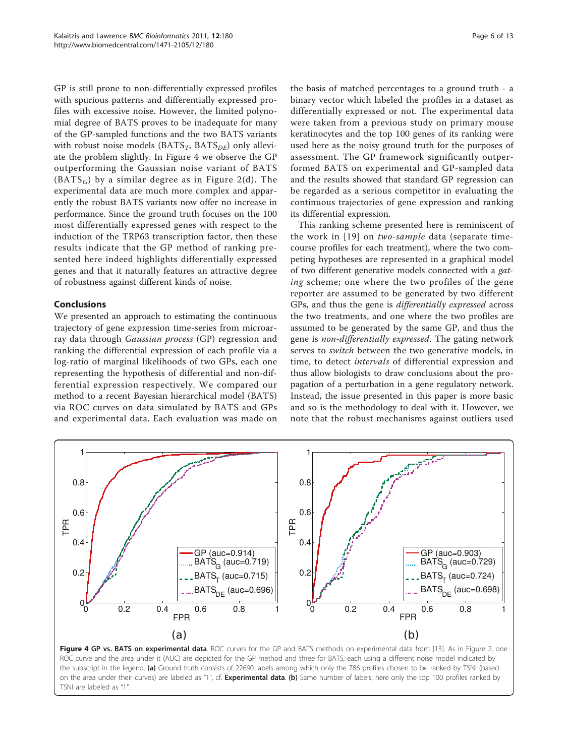GP is still prone to non-differentially expressed profiles with spurious patterns and differentially expressed profiles with excessive noise. However, the limited polynomial degree of BATS proves to be inadequate for many of the GP-sampled functions and the two BATS variants with robust noise models ($BATS_T$, $BATS_{DE}$) only alleviate the problem slightly. In Figure 4 we observe the GP outperforming the Gaussian noise variant of BATS ($BATS_G$) by a similar degree as in Figure 2(d). The experimental data are much more complex and apparently the robust BATS variants now offer no increase in performance. Since the ground truth focuses on the 100 most differentially expressed genes with respect to the induction of the TRP63 transcription factor, then these results indicate that the GP method of ranking presented here indeed highlights differentially expressed genes and that it naturally features an attractive degree of robustness against different kinds of noise.

## Conclusions

We presented an approach to estimating the continuous trajectory of gene expression time-series from microarray data through *Gaussian process* (GP) regression and ranking the differential expression of each profile via a log-ratio of marginal likelihoods of two GPs, each one representing the hypothesis of differential and non-differential expression respectively. We compared our method to a recent Bayesian hierarchical model (BATS) via ROC curves on data simulated by BATS and GPs and experimental data. Each evaluation was made on the basis of matched percentages to a ground truth - a binary vector which labeled the profiles in a dataset as differentially expressed or not. The experimental data were taken from a previous study on primary mouse keratinocytes and the top 100 genes of its ranking were used here as the noisy ground truth for the purposes of assessment. The GP framework significantly outperformed BATS on experimental and GP-sampled data and the results showed that standard GP regression can be regarded as a serious competitor in evaluating the continuous trajectories of gene expression and ranking its differential expression.

This ranking scheme presented here is reminiscent of the work in [19] on *two-sample* data (separate time-course profiles for each treatment), where the two competing hypotheses are represented in a graphical model of two different generative models connected with a *gating* scheme; one where the two profiles of the gene reporter are assumed to be generated by two different GPs, and thus the gene is *differentially expressed* across the two treatments, and one where the two profiles are assumed to be generated by the same GP, and thus the gene is *non-differentially expressed*. The gating network serves to *switch* between the two generative models, in time, to detect *intervals* of differential expression and thus allow biologists to draw conclusions about the propagation of a perturbation in a gene regulatory network. Instead, the issue presented in this paper is more basic and so is the methodology to deal with it. However, we note that the robust mechanisms against outliers used

(a)
GP (auc=0.914)
$BATS_G$ (auc=0.719)
$BATS_T$ (auc=0.715)
$BATS_{DE}$ (auc=0.696)
TPR
FPR

(b)
GP (auc=0.903)
$BATS_G$ (auc=0.729)
$BATS_T$ (auc=0.724)
$BATS_{DE}$ (auc=0.698)
TPR
FPR

**Figure 4 GP vs. BATS on experimental data**. ROC curves for the GP and BATS methods on experimental data from [13]. As in Figure 2, one ROC curve and the area under it (AUC) are depicted for the GP method and three for BATS, each using a different noise model indicated by the subscript in the legend. **(a)** Ground truth consists of 22690 labels among which only the 786 profiles chosen to be ranked by TSNI (based on the area under their curves) are labeled as "1", cf. **Experimental data**. **(b)** Same number of labels; here only the top 100 profiles ranked by TSNI are labeled as "1".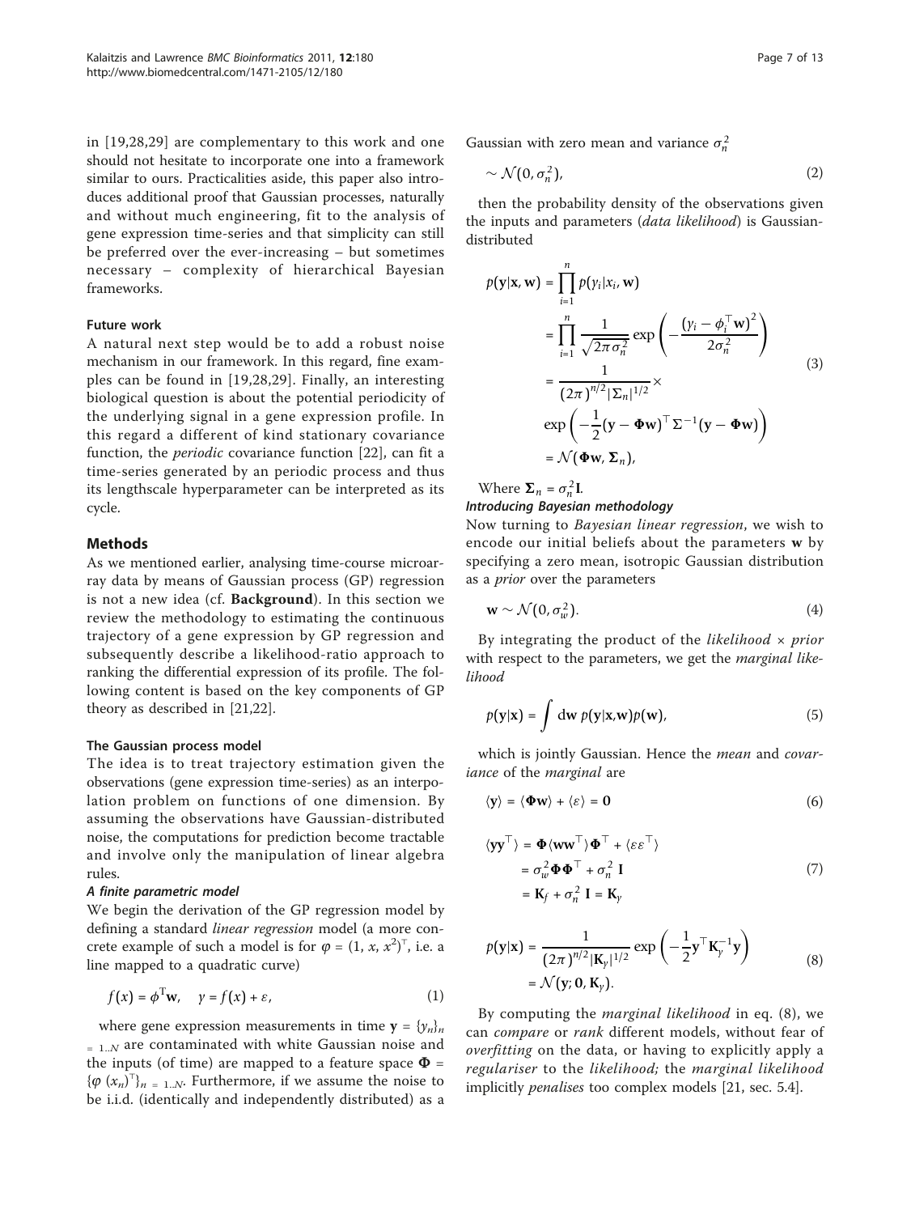in [19,28,29] are complementary to this work and one should not hesitate to incorporate one into a framework similar to ours. Practicalities aside, this paper also introduces additional proof that Gaussian processes, naturally and without much engineering, fit to the analysis of gene expression time-series and that simplicity can still be preferred over the ever-increasing – but sometimes necessary – complexity of hierarchical Bayesian frameworks.

#### Future work

A natural next step would be to add a robust noise mechanism in our framework. In this regard, fine examples can be found in [19,28,29]. Finally, an interesting biological question is about the potential periodicity of the underlying signal in a gene expression profile. In this regard a different of kind stationary covariance function, the *periodic* covariance function [22], can fit a time-series generated by an periodic process and thus its lengthscale hyperparameter can be interpreted as its cycle.

## Methods

As we mentioned earlier, analysing time-course microarray data by means of Gaussian process (GP) regression is not a new idea (cf. **Background**). In this section we review the methodology to estimating the continuous trajectory of a gene expression by GP regression and subsequently describe a likelihood-ratio approach to ranking the differential expression of its profile. The following content is based on the key components of GP theory as described in [21,22].

### The Gaussian process model

The idea is to treat trajectory estimation given the observations (gene expression time-series) as an interpolation problem on functions of one dimension. By assuming the observations have Gaussian-distributed noise, the computations for prediction become tractable and involve only the manipulation of linear algebra rules.

#### *A finite parametric model*

We begin the derivation of the GP regression model by defining a standard *linear regression* model (a more concrete example of such a model is for $\varphi = (1, x, x^2)^\top$, i.e. a line mapped to a quadratic curve)

$$f(x) = \phi^\top \mathbf{w}, \quad y = f(x) + \varepsilon, \tag{1}$$

where gene expression measurements in time $\mathbf{y} = \{y_n\}_{n=1..N}$ are contaminated with white Gaussian noise and the inputs (of time) are mapped to a feature space $\mathbf{\Phi} = \{\varphi(x_n)^\top\}_{n=1..N}$. Furthermore, if we assume the noise to be i.i.d. (identically and independently distributed) as a Gaussian with zero mean and variance $\sigma_n^2$

$$\sim \mathcal{N}(0, \sigma_n^2), \tag{2}$$

then the probability density of the observations given the inputs and parameters (*data likelihood*) is Gaussian-distributed

$$\begin{aligned}
p(\mathbf{y}|\mathbf{x}, \mathbf{w}) &= \prod_{i=1}^{n} p(y_i|x_i, \mathbf{w}) \\
&= \prod_{i=1}^{n} \frac{1}{\sqrt{2\pi\sigma_n^2}} \exp\left(-\frac{(y_i - \phi_i^\top \mathbf{w})^2}{2\sigma_n^2}\right) \\
&= \frac{1}{(2\pi)^{n/2}|\Sigma_n|^{1/2}} \times \\
&\quad \exp\left(-\frac{1}{2}(\mathbf{y} - \mathbf{\Phi}\mathbf{w})^\top \Sigma^{-1}(\mathbf{y} - \mathbf{\Phi}\mathbf{w})\right) \\
&= \mathcal{N}(\mathbf{\Phi}\mathbf{w}, \mathbf{\Sigma}_n),
\end{aligned} \tag{3}$$

Where $\mathbf{\Sigma}_n = \sigma_n^2 \mathbf{I}$.

#### *Introducing Bayesian methodology*

Now turning to *Bayesian linear regression*, we wish to encode our initial beliefs about the parameters $\mathbf{w}$ by specifying a zero mean, isotropic Gaussian distribution as a *prior* over the parameters

$$\mathbf{w} \sim \mathcal{N}(0, \sigma_w^2). \tag{4}$$

By integrating the product of the *likelihood* × *prior* with respect to the parameters, we get the *marginal likelihood*

$$p(\mathbf{y}|\mathbf{x}) = \int d\mathbf{w} \; p(\mathbf{y}|\mathbf{x},\mathbf{w}) p(\mathbf{w}), \tag{5}$$

which is jointly Gaussian. Hence the *mean* and *covariance* of the *marginal* are

$$\langle \mathbf{y} \rangle = \langle \mathbf{\Phi}\mathbf{w} \rangle + \langle \varepsilon \rangle = \mathbf{0} \tag{6}$$

$$\begin{aligned}
\langle \mathbf{y}\mathbf{y}^\top \rangle &= \mathbf{\Phi} \langle \mathbf{w}\mathbf{w}^\top \rangle \mathbf{\Phi}^\top + \langle \varepsilon\varepsilon^\top \rangle \\
&= \sigma_w^2 \mathbf{\Phi}\mathbf{\Phi}^\top + \sigma_n^2 \, \mathbf{I} \\
&= \mathbf{K}_f + \sigma_n^2 \, \mathbf{I} = \mathbf{K}_y
\end{aligned} \tag{7}$$

$$\begin{aligned}
p(\mathbf{y}|\mathbf{x}) &= \frac{1}{(2\pi)^{n/2}|\mathbf{K}_y|^{1/2}} \exp\left(-\frac{1}{2}\mathbf{y}^\top \mathbf{K}_y^{-1} \mathbf{y}\right) \\
&= \mathcal{N}(\mathbf{y}; \mathbf{0}, \mathbf{K}_y).
\end{aligned} \tag{8}$$

By computing the *marginal likelihood* in eq. (8), we can *compare* or *rank* different models, without fear of *overfitting* on the data, or having to explicitly apply a *regulariser* to the *likelihood;* the *marginal likelihood* implicitly *penalises* too complex models [21, sec. 5.4].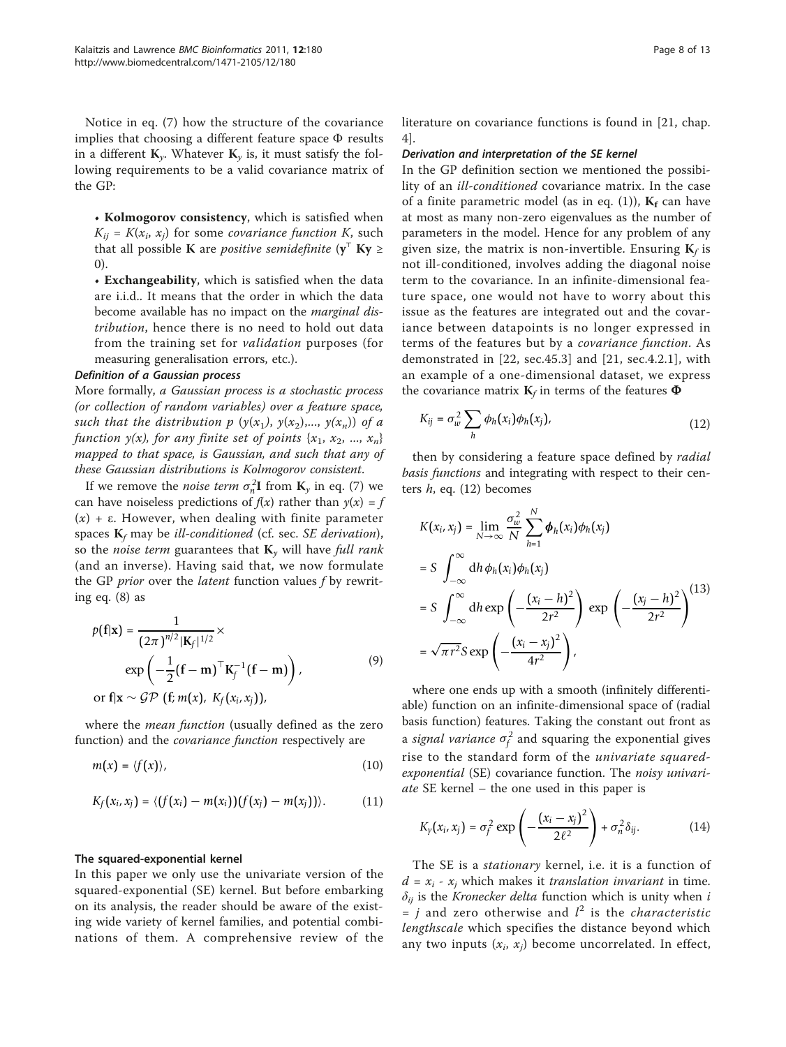Notice in eq. (7) how the structure of the covariance implies that choosing a different feature space $\Phi$ results in a different $\mathbf{K}_y$. Whatever $\mathbf{K}_y$ is, it must satisfy the following requirements to be a valid covariance matrix of the GP:

- **Kolmogorov consistency**, which is satisfied when $K_{ij} = K(x_i, x_j)$ for some *covariance function* $K$, such that all possible $\mathbf{K}$ are *positive semidefinite* ($\mathbf{y}^\top \mathbf{K}\mathbf{y} \geq 0$).
- **Exchangeability**, which is satisfied when the data are i.i.d.. It means that the order in which the data become available has no impact on the *marginal distribution*, hence there is no need to hold out data from the training set for *validation* purposes (for measuring generalisation errors, etc.).

#### *Definition of a Gaussian process*

More formally, *a Gaussian process is a stochastic process (or collection of random variables) over a feature space, such that the distribution $p(y(x_1), y(x_2),..., y(x_n))$ of a function $y(x)$, for any finite set of points $\{x_1, x_2, ..., x_n\}$ mapped to that space, is Gaussian, and such that any of these Gaussian distributions is Kolmogorov consistent.*

If we remove the *noise term* $\sigma_n^2\mathbf{I}$ from $\mathbf{K}_y$ in eq. (7) we can have noiseless predictions of $f(x)$ rather than $y(x) = f(x) + \varepsilon$. However, when dealing with finite parameter spaces $\mathbf{K}_f$ may be *ill-conditioned* (cf. sec. *SE derivation*), so the *noise term* guarantees that $\mathbf{K}_y$ will have *full rank* (and an inverse). Having said that, we now formulate the GP *prior* over the *latent* function values $f$ by rewriting eq. (8) as

$$
\begin{aligned}
p(\mathbf{f}|\mathbf{x}) &= \frac{1}{(2\pi)^{n/2}|\mathbf{K}_f|^{1/2}} \times \\
&\quad \exp\left(-\frac{1}{2}(\mathbf{f}-\mathbf{m})^\top \mathbf{K}_f^{-1}(\mathbf{f}-\mathbf{m})\right), \\
\text{or } \mathbf{f}|\mathbf{x} &\sim \mathcal{GP}\left(\mathbf{f}; m(x),\ K_f(x_i, x_j)\right),
\end{aligned}
\tag{9}
$$

where the *mean function* (usually defined as the zero function) and the *covariance function* respectively are

$$
m(x) = \langle f(x) \rangle, \tag{10}
$$

$$
K_f(x_i, x_j) = \langle (f(x_i) - m(x_i))(f(x_j) - m(x_j)) \rangle. \tag{11}
$$

### The squared-exponential kernel

In this paper we only use the univariate version of the squared-exponential (SE) kernel. But before embarking on its analysis, the reader should be aware of the existing wide variety of kernel families, and potential combinations of them. A comprehensive review of the literature on covariance functions is found in [21, chap. 4].

#### *Derivation and interpretation of the SE kernel*

In the GP definition section we mentioned the possibility of an *ill-conditioned* covariance matrix. In the case of a finite parametric model (as in eq. (1)), $\mathbf{K_f}$ can have at most as many non-zero eigenvalues as the number of parameters in the model. Hence for any problem of any given size, the matrix is non-invertible. Ensuring $\mathbf{K}_f$ is not ill-conditioned, involves adding the diagonal noise term to the covariance. In an infinite-dimensional feature space, one would not have to worry about this issue as the features are integrated out and the covariance between datapoints is no longer expressed in terms of the features but by a *covariance function*. As demonstrated in [22, sec.45.3] and [21, sec.4.2.1], with an example of a one-dimensional dataset, we express the covariance matrix $\mathbf{K}_f$ in terms of the features $\mathbf{\Phi}$

$$
K_{ij} = \sigma_w^2 \sum_h \phi_h(x_i)\phi_h(x_j), \tag{12}
$$

then by considering a feature space defined by *radial basis functions* and integrating with respect to their centers $h$, eq. (12) becomes

$$
\begin{aligned}
K(x_i, x_j) &= \lim_{N\to\infty} \frac{\sigma_w^2}{N} \sum_{h=1}^{N} \boldsymbol{\phi}_h(x_i)\phi_h(x_j) \\
&= S \int_{-\infty}^{\infty} \mathrm{d}h\, \phi_h(x_i)\phi_h(x_j) \\
&= S \int_{-\infty}^{\infty} \mathrm{d}h \exp\left(-\frac{(x_i - h)^2}{2r^2}\right) \exp\left(-\frac{(x_j - h)^2}{2r^2}\right) \\
&= \sqrt{\pi r^2} S \exp\left(-\frac{(x_i - x_j)^2}{4r^2}\right),
\end{aligned}
\tag{13}
$$

where one ends up with a smooth (infinitely differentiable) function on an infinite-dimensional space of (radial basis function) features. Taking the constant out front as a *signal variance* $\sigma_f^2$ and squaring the exponential gives rise to the standard form of the *univariate squared-exponential* (SE) covariance function. The *noisy univariate* SE kernel – the one used in this paper is

$$
K_y(x_i, x_j) = \sigma_f^2 \exp\left(-\frac{(x_i - x_j)^2}{2\ell^2}\right) + \sigma_n^2 \delta_{ij}. \tag{14}
$$

The SE is a *stationary* kernel, i.e. it is a function of $d = x_i - x_j$ which makes it *translation invariant* in time. $\delta_{ij}$ is the *Kronecker delta* function which is unity when $i = j$ and zero otherwise and $l^2$ is the *characteristic lengthscale* which specifies the distance beyond which any two inputs $(x_i, x_j)$ become uncorrelated. In effect,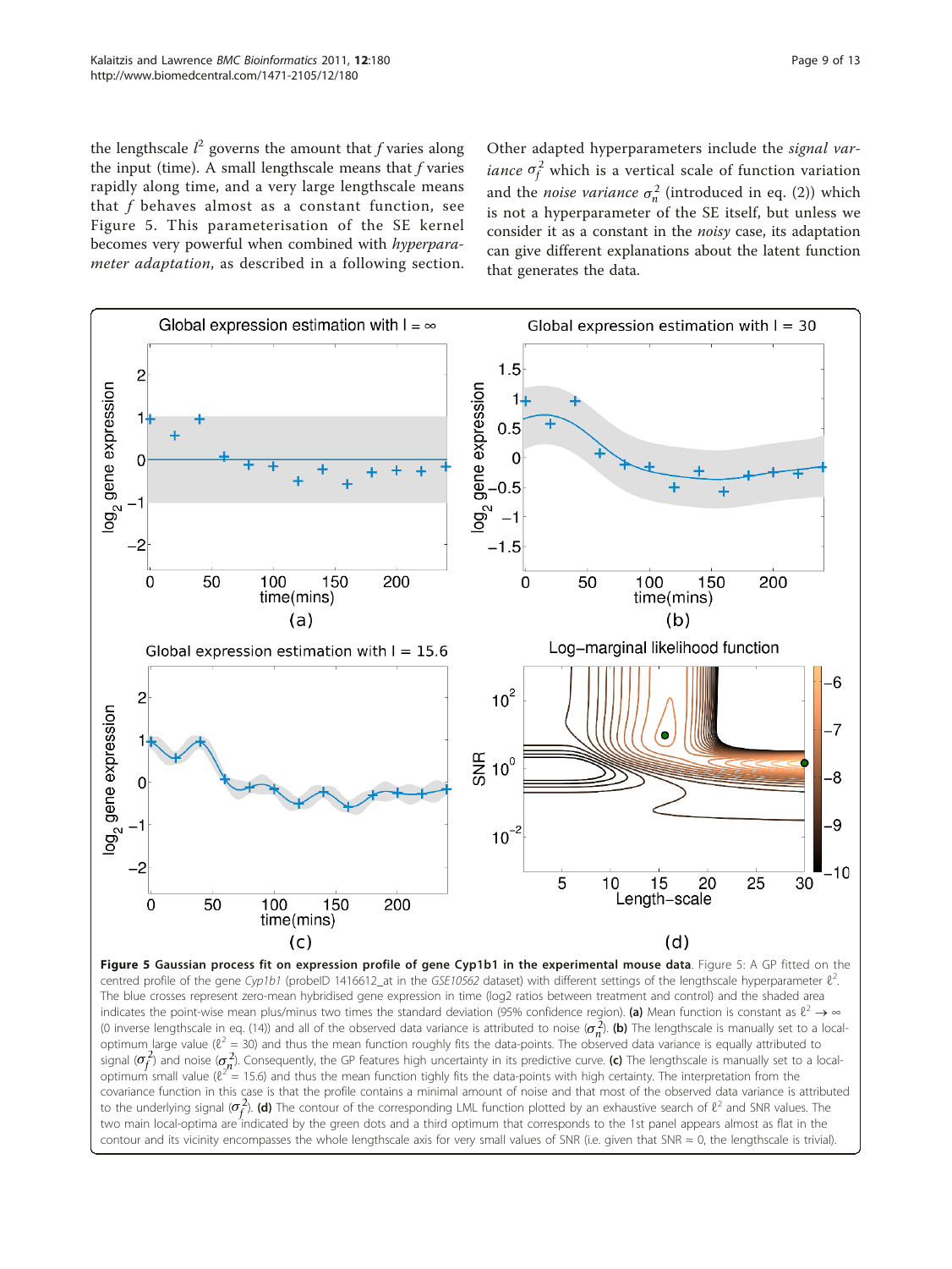the lengthscale $l^2$ governs the amount that $f$ varies along the input (time). A small lengthscale means that $f$ varies rapidly along time, and a very large lengthscale means that $f$ behaves almost as a constant function, see Figure 5. This parameterisation of the SE kernel becomes very powerful when combined with *hyperparameter adaptation*, as described in a following section. Other adapted hyperparameters include the *signal variance* $\sigma_f^2$ which is a vertical scale of function variation and the *noise variance* $\sigma_n^2$ (introduced in eq. (2)) which is not a hyperparameter of the SE itself, but unless we consider it as a constant in the *noisy* case, its adaptation can give different explanations about the latent function that generates the data.

**Figure 5 Gaussian process fit on expression profile of gene Cyp1b1 in the experimental mouse data**. Figure 5: A GP fitted on the centred profile of the gene *Cyp1b1* (probeID 1416612_at in the *GSE10562* dataset) with different settings of the lengthscale hyperparameter $\ell^2$. The blue crosses represent zero-mean hybridised gene expression in time (log2 ratios between treatment and control) and the shaded area indicates the point-wise mean plus/minus two times the standard deviation (95% confidence region). **(a)** Mean function is constant as $\ell^2 \to \infty$ (0 inverse lengthscale in eq. (14)) and all of the observed data variance is attributed to noise ($\sigma_n^2$). **(b)** The lengthscale is manually set to a local-optimum large value ($\ell^2 = 30$) and thus the mean function roughly fits the data-points. The observed data variance is equally attributed to signal ($\sigma_f^2$) and noise ($\sigma_n^2$). Consequently, the GP features high uncertainty in its predictive curve. **(c)** The lengthscale is manually set to a local-optimum small value ($\ell^2 = 15.6$) and thus the mean function tighly fits the data-points with high certainty. The interpretation from the covariance function in this case is that the profile contains a minimal amount of noise and that most of the observed data variance is attributed to the underlying signal ($\sigma_f^2$). **(d)** The contour of the corresponding LML function plotted by an exhaustive search of $\ell^2$ and SNR values. The two main local-optima are indicated by the green dots and a third optimum that corresponds to the 1st panel appears almost as flat in the contour and its vicinity encompasses the whole lengthscale axis for very small values of SNR (i.e. given that SNR ≈ 0, the lengthscale is trivial).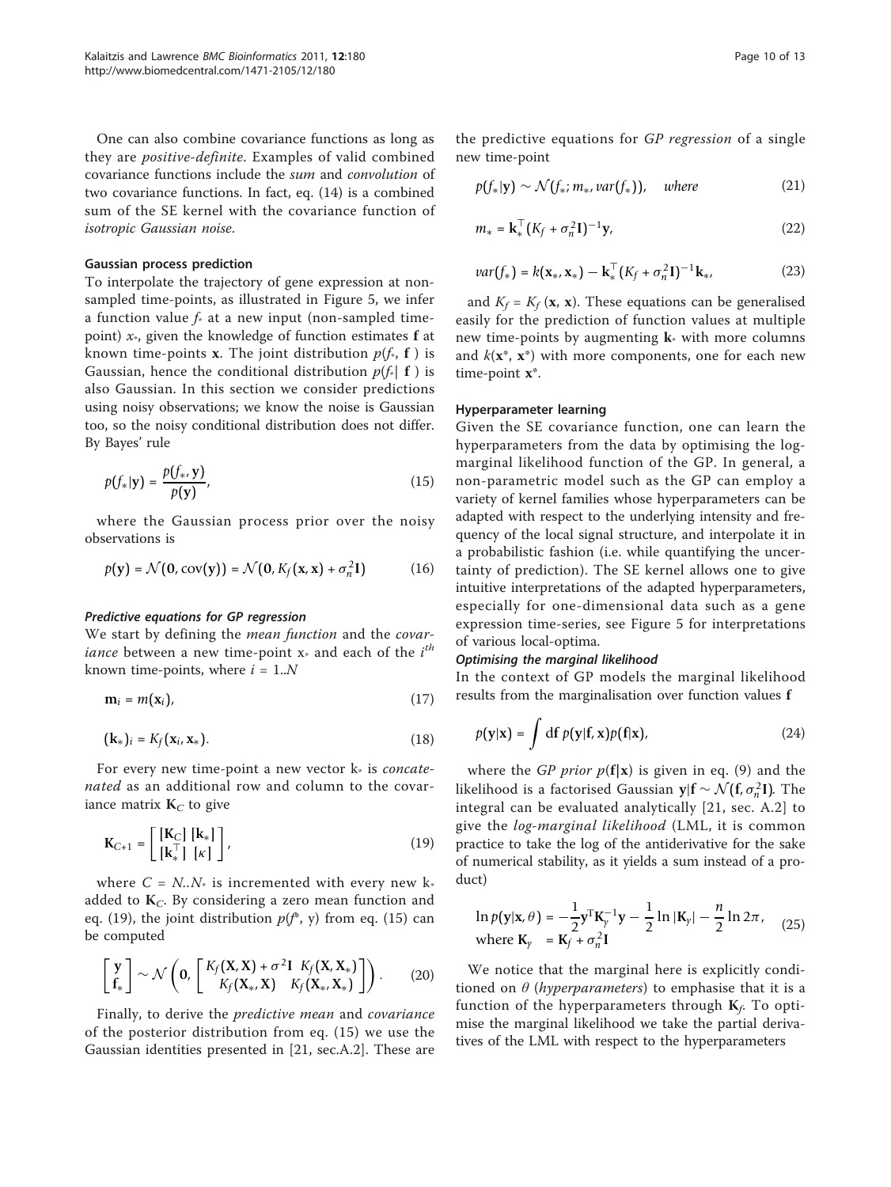One can also combine covariance functions as long as they are *positive-definite*. Examples of valid combined covariance functions include the *sum* and *convolution* of two covariance functions. In fact, eq. (14) is a combined sum of the SE kernel with the covariance function of *isotropic Gaussian noise*.

#### Gaussian process prediction

To interpolate the trajectory of gene expression at non-sampled time-points, as illustrated in Figure 5, we infer a function value $f_*$ at a new input (non-sampled time-point) $x_*$, given the knowledge of function estimates $\mathbf{f}$ at known time-points $\mathbf{x}$. The joint distribution $p(f_*, \mathbf{f})$ is Gaussian, hence the conditional distribution $p(f_*|\ \mathbf{f})$ is also Gaussian. In this section we consider predictions using noisy observations; we know the noise is Gaussian too, so the noisy conditional distribution does not differ. By Bayes' rule

$$p(f_*|\mathbf{y}) = \frac{p(f_*, \mathbf{y})}{p(\mathbf{y})}, \tag{15}$$

where the Gaussian process prior over the noisy observations is

$$p(\mathbf{y}) = \mathcal{N}(\mathbf{0}, \mathrm{cov}(\mathbf{y})) = \mathcal{N}(\mathbf{0}, K_f(\mathbf{x}, \mathbf{x}) + \sigma_n^2 \mathbf{I}) \tag{16}$$

##### *Predictive equations for GP regression*

We start by defining the *mean function* and the *covariance* between a new time-point $x_*$ and each of the $i^{th}$ known time-points, where $i = 1..N$

$$\mathbf{m}_i = m(\mathbf{x}_i), \tag{17}$$

$$(\mathbf{k}_*)_i = K_f(\mathbf{x}_i, \mathbf{x}_*). \tag{18}$$

For every new time-point a new vector $k_*$ is *concatenated* as an additional row and column to the covariance matrix $\mathbf{K}_C$ to give

$$\mathbf{K}_{C+1} = \begin{bmatrix} [\mathbf{K}_C] & [\mathbf{k}_*] \\ [\mathbf{k}_*^\top] & [\kappa] \end{bmatrix}, \tag{19}$$

where $C = N..N_*$ is incremented with every new $k_*$ added to $\mathbf{K}_C$. By considering a zero mean function and eq. (19), the joint distribution $p(f^*, \mathrm{y})$ from eq. (15) can be computed

$$\begin{bmatrix} \mathbf{y} \\ \mathbf{f}_* \end{bmatrix} \sim \mathcal{N}\left(\mathbf{0}, \begin{bmatrix} K_f(\mathbf{X}, \mathbf{X}) + \sigma^2 \mathbf{I} & K_f(\mathbf{X}, \mathbf{X}_*) \\ K_f(\mathbf{X}_*, \mathbf{X}) & K_f(\mathbf{X}_*, \mathbf{X}_*) \end{bmatrix}\right). \tag{20}$$

Finally, to derive the *predictive mean* and *covariance* of the posterior distribution from eq. (15) we use the Gaussian identities presented in [21, sec.A.2]. These are the predictive equations for *GP regression* of a single new time-point

$$p(f_*|\mathbf{y}) \sim \mathcal{N}(f_*; m_*, var(f_*)), \quad where \tag{21}$$

$$m_* = \mathbf{k}_*^\top (K_f + \sigma_n^2 \mathbf{I})^{-1} \mathbf{y}, \tag{22}$$

$$var(f_*) = k(\mathbf{x}_*, \mathbf{x}_*) - \mathbf{k}_*^\top (K_f + \sigma_n^2 \mathbf{I})^{-1} \mathbf{k}_*, \tag{23}$$

and $K_f = K_f(\mathbf{x}, \mathbf{x})$. These equations can be generalised easily for the prediction of function values at multiple new time-points by augmenting $\mathbf{k}_*$ with more columns and $k(\mathbf{x}^*, \mathbf{x}^*)$ with more components, one for each new time-point $\mathbf{x}^*$.

#### Hyperparameter learning

Given the SE covariance function, one can learn the hyperparameters from the data by optimising the log-marginal likelihood function of the GP. In general, a non-parametric model such as the GP can employ a variety of kernel families whose hyperparameters can be adapted with respect to the underlying intensity and frequency of the local signal structure, and interpolate it in a probabilistic fashion (i.e. while quantifying the uncertainty of prediction). The SE kernel allows one to give intuitive interpretations of the adapted hyperparameters, especially for one-dimensional data such as a gene expression time-series, see Figure 5 for interpretations of various local-optima.

##### *Optimising the marginal likelihood*

In the context of GP models the marginal likelihood results from the marginalisation over function values $\mathbf{f}$

$$p(\mathbf{y}|\mathbf{x}) = \int d\mathbf{f}\, p(\mathbf{y}|\mathbf{f}, \mathbf{x}) p(\mathbf{f}|\mathbf{x}), \tag{24}$$

where the *GP prior* $p(\mathbf{f}|\mathbf{x})$ is given in eq. (9) and the likelihood is a factorised Gaussian $\mathbf{y}|\mathbf{f} \sim \mathcal{N}(\mathbf{f}, \sigma_n^2 \mathbf{I})$. The integral can be evaluated analytically [21, sec. A.2] to give the *log-marginal likelihood* (LML, it is common practice to take the log of the antiderivative for the sake of numerical stability, as it yields a sum instead of a product)

$$\ln p(\mathbf{y}|\mathbf{x}, \theta) = -\frac{1}{2} \mathbf{y}^\mathrm{T} \mathbf{K}_y^{-1} \mathbf{y} - \frac{1}{2} \ln |\mathbf{K}_y| - \frac{n}{2} \ln 2\pi, \quad \text{where } \mathbf{K}_y = \mathbf{K}_f + \sigma_n^2 \mathbf{I} \tag{25}$$

We notice that the marginal here is explicitly conditioned on $\theta$ (*hyperparameters*) to emphasise that it is a function of the hyperparameters through $\mathbf{K}_f$. To optimise the marginal likelihood we take the partial derivatives of the LML with respect to the hyperparameters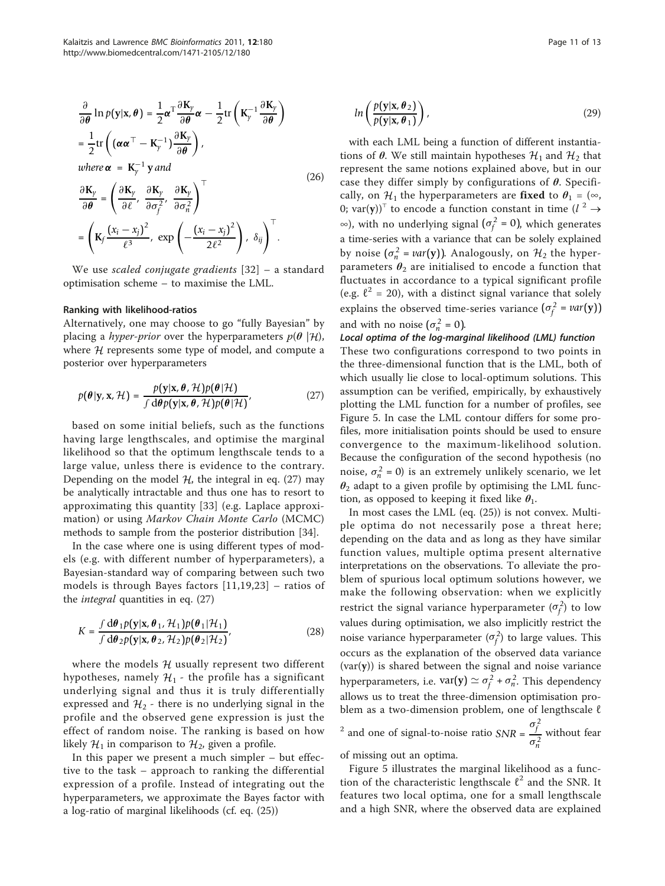$$
\begin{aligned}
\frac{\partial}{\partial \boldsymbol{\theta}} \ln p(\mathbf{y}|\mathbf{x}, \boldsymbol{\theta}) &= \frac{1}{2}\boldsymbol{\alpha}^{\top} \frac{\partial \mathbf{K}_y}{\partial \boldsymbol{\theta}} \boldsymbol{\alpha} - \frac{1}{2}\mathrm{tr}\left(\mathbf{K}_y^{-1} \frac{\partial \mathbf{K}_y}{\partial \boldsymbol{\theta}}\right) \\
&= \frac{1}{2}\mathrm{tr}\left(\left(\boldsymbol{\alpha}\boldsymbol{\alpha}^{\top} - \mathbf{K}_y^{-1}\right)\frac{\partial \mathbf{K}_y}{\partial \boldsymbol{\theta}}\right), \\
\text{where } \boldsymbol{\alpha} &= \mathbf{K}_y^{-1}\,\mathbf{y} \text{ and} \\
\frac{\partial \mathbf{K}_y}{\partial \boldsymbol{\theta}} &= \left(\frac{\partial \mathbf{K}_y}{\partial \ell},\ \frac{\partial \mathbf{K}_y}{\partial \sigma_f^2},\ \frac{\partial \mathbf{K}_y}{\partial \sigma_n^2}\right)^{\top} \\
&= \left(\mathbf{K}_f \frac{(x_i - x_j)^2}{\ell^3},\ \exp\left(-\frac{(x_i - x_j)^2}{2\ell^2}\right),\ \delta_{ij}\right)^{\top}.
\end{aligned}
\tag{26}
$$

We use *scaled conjugate gradients* [32] – a standard optimisation scheme – to maximise the LML.

#### Ranking with likelihood-ratios

Alternatively, one may choose to go "fully Bayesian" by placing a *hyper-prior* over the hyperparameters $p(\boldsymbol{\theta}\,|\mathcal{H})$, where $\mathcal{H}$ represents some type of model, and compute a posterior over hyperparameters

$$
p(\boldsymbol{\theta}|\mathbf{y}, \mathbf{x}, \mathcal{H}) = \frac{p(\mathbf{y}|\mathbf{x}, \boldsymbol{\theta}, \mathcal{H})p(\boldsymbol{\theta}|\mathcal{H})}{\int d\boldsymbol{\theta}\, p(\mathbf{y}|\mathbf{x}, \boldsymbol{\theta}, \mathcal{H})p(\boldsymbol{\theta}|\mathcal{H})}, \tag{27}
$$

based on some initial beliefs, such as the functions having large lengthscales, and optimise the marginal likelihood so that the optimum lengthscale tends to a large value, unless there is evidence to the contrary. Depending on the model $\mathcal{H}$, the integral in eq. (27) may be analytically intractable and thus one has to resort to approximating this quantity [33] (e.g. Laplace approximation) or using *Markov Chain Monte Carlo* (MCMC) methods to sample from the posterior distribution [34].

In the case where one is using different types of models (e.g. with different number of hyperparameters), a Bayesian-standard way of comparing between such two models is through Bayes factors [11,19,23] – ratios of the *integral* quantities in eq. (27)

$$
K = \frac{\int d\boldsymbol{\theta}_1 p(\mathbf{y}|\mathbf{x}, \boldsymbol{\theta}_1, \mathcal{H}_1)p(\boldsymbol{\theta}_1|\mathcal{H}_1)}{\int d\boldsymbol{\theta}_2 p(\mathbf{y}|\mathbf{x}, \boldsymbol{\theta}_2, \mathcal{H}_2)p(\boldsymbol{\theta}_2|\mathcal{H}_2)}, \tag{28}
$$

where the models $\mathcal{H}$ usually represent two different hypotheses, namely $\mathcal{H}_1$ - the profile has a significant underlying signal and thus it is truly differentially expressed and $\mathcal{H}_2$ - there is no underlying signal in the profile and the observed gene expression is just the effect of random noise. The ranking is based on how likely $\mathcal{H}_1$ in comparison to $\mathcal{H}_2$, given a profile.

In this paper we present a much simpler – but effective to the task – approach to ranking the differential expression of a profile. Instead of integrating out the hyperparameters, we approximate the Bayes factor with a log-ratio of marginal likelihoods (cf. eq. (25))

$$
ln\left(\frac{p(\mathbf{y}|\mathbf{x}, \boldsymbol{\theta}_2)}{p(\mathbf{y}|\mathbf{x}, \boldsymbol{\theta}_1)}\right), \tag{29}
$$

with each LML being a function of different instantiations of $\boldsymbol{\theta}$. We still maintain hypotheses $\mathcal{H}_1$ and $\mathcal{H}_2$ that represent the same notions explained above, but in our case they differ simply by configurations of $\boldsymbol{\theta}$. Specifically, on $\mathcal{H}_1$ the hyperparameters are **fixed** to $\boldsymbol{\theta}_1 = (\infty, 0; \mathrm{var}(\mathbf{y}))^{\top}$ to encode a function constant in time ($l^2 \to \infty$), with no underlying signal ($\sigma_f^2 = 0$), which generates a time-series with a variance that can be solely explained by noise ($\sigma_n^2 = var(\mathbf{y})$). Analogously, on $\mathcal{H}_2$ the hyperparameters $\boldsymbol{\theta}_2$ are initialised to encode a function that fluctuates in accordance to a typical significant profile (e.g. $\ell^2 = 20$), with a distinct signal variance that solely explains the observed time-series variance ($\sigma_f^2 = var(\mathbf{y})$) and with no noise ($\sigma_n^2 = 0$).

#### Local optima of the log-marginal likelihood (LML) function

These two configurations correspond to two points in the three-dimensional function that is the LML, both of which usually lie close to local-optimum solutions. This assumption can be verified, empirically, by exhaustively plotting the LML function for a number of profiles, see Figure 5. In case the LML contour differs for some profiles, more initialisation points should be used to ensure convergence to the maximum-likelihood solution. Because the configuration of the second hypothesis (no noise, $\sigma_n^2 = 0$) is an extremely unlikely scenario, we let $\boldsymbol{\theta}_2$ adapt to a given profile by optimising the LML function, as opposed to keeping it fixed like $\boldsymbol{\theta}_1$.

In most cases the LML (eq. (25)) is not convex. Multiple optima do not necessarily pose a threat here; depending on the data and as long as they have similar function values, multiple optima present alternative interpretations on the observations. To alleviate the problem of spurious local optimum solutions however, we make the following observation: when we explicitly restrict the signal variance hyperparameter ($\sigma_f^2$) to low values during optimisation, we also implicitly restrict the noise variance hyperparameter ($\sigma_n^2$) to large values. This occurs as the explanation of the observed data variance ($\mathrm{var}(\mathbf{y})$) is shared between the signal and noise variance hyperparameters, i.e. $\mathrm{var}(\mathbf{y}) \simeq \sigma_f^2 + \sigma_n^2$. This dependency allows us to treat the three-dimension optimisation problem as a two-dimension problem, one of lengthscale $\ell^2$ and one of signal-to-noise ratio $SNR = \frac{\sigma_f^2}{\sigma_n^2}$ without fear of missing out an optima.

Figure 5 illustrates the marginal likelihood as a function of the characteristic lengthscale $\ell^2$ and the SNR. It features two local optima, one for a small lengthscale and a high SNR, where the observed data are explained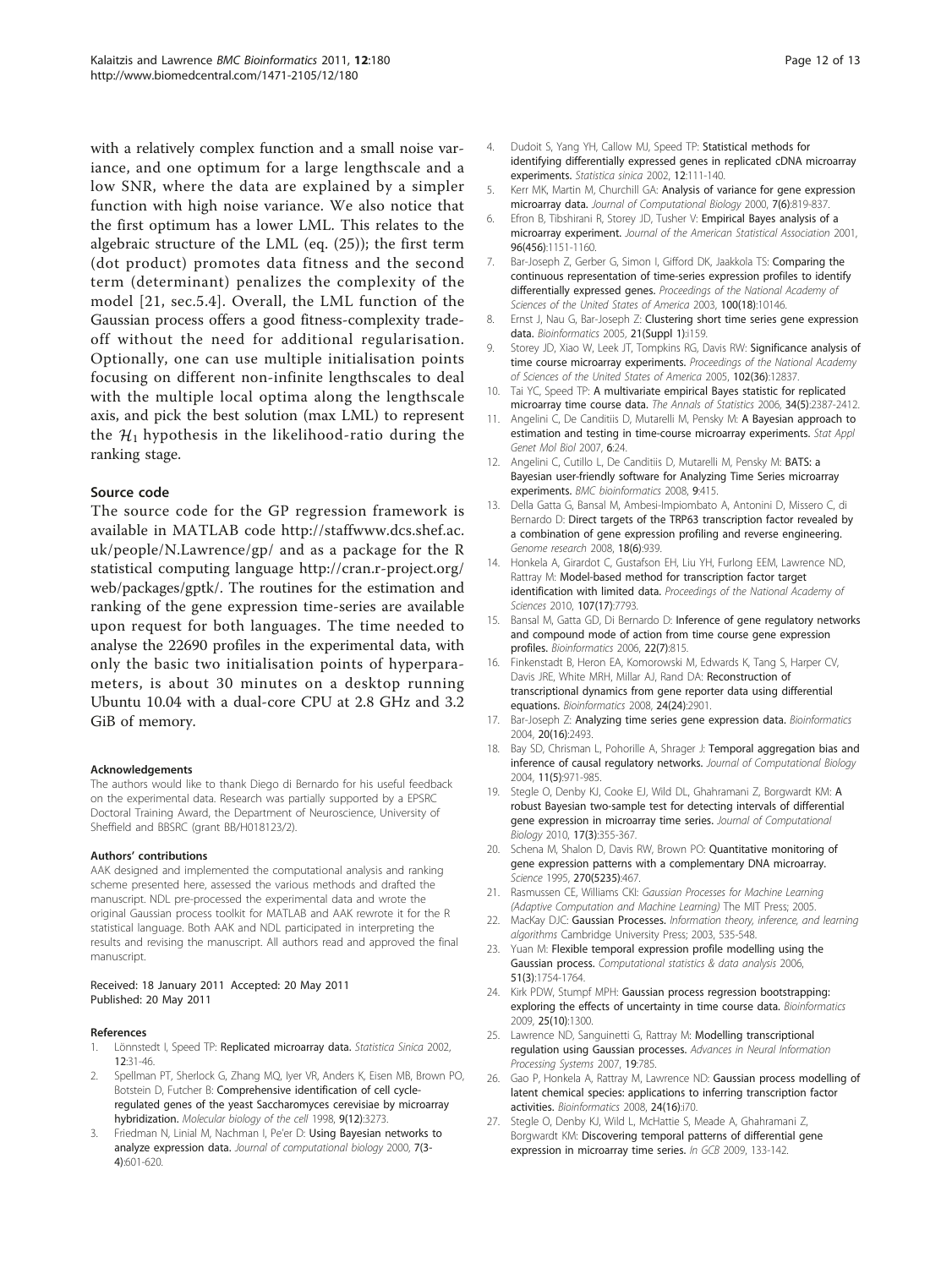with a relatively complex function and a small noise variance, and one optimum for a large lengthscale and a low SNR, where the data are explained by a simpler function with high noise variance. We also notice that the first optimum has a lower LML. This relates to the algebraic structure of the LML (eq. (25)); the first term (dot product) promotes data fitness and the second term (determinant) penalizes the complexity of the model [21, sec.5.4]. Overall, the LML function of the Gaussian process offers a good fitness-complexity tradeoff without the need for additional regularisation. Optionally, one can use multiple initialisation points focusing on different non-infinite lengthscales to deal with the multiple local optima along the lengthscale axis, and pick the best solution (max LML) to represent the $\mathcal{H}_1$ hypothesis in the likelihood-ratio during the ranking stage.

## Source code

The source code for the GP regression framework is available in MATLAB code http://staffwww.dcs.shef.ac.uk/people/N.Lawrence/gp/ and as a package for the R statistical computing language http://cran.r-project.org/web/packages/gptk/. The routines for the estimation and ranking of the gene expression time-series are available upon request for both languages. The time needed to analyse the 22690 profiles in the experimental data, with only the basic two initialisation points of hyperparameters, is about 30 minutes on a desktop running Ubuntu 10.04 with a dual-core CPU at 2.8 GHz and 3.2 GiB of memory.

#### Acknowledgements

The authors would like to thank Diego di Bernardo for his useful feedback on the experimental data. Research was partially supported by a EPSRC Doctoral Training Award, the Department of Neuroscience, University of Sheffield and BBSRC (grant BB/H018123/2).

#### Authors' contributions

AAK designed and implemented the computational analysis and ranking scheme presented here, assessed the various methods and drafted the manuscript. NDL pre-processed the experimental data and wrote the original Gaussian process toolkit for MATLAB and AAK rewrote it for the R statistical language. Both AAK and NDL participated in interpreting the results and revising the manuscript. All authors read and approved the final manuscript.

Received: 18 January 2011 Accepted: 20 May 2011
Published: 20 May 2011

#### References

1. Lönnstedt I, Speed TP: **Replicated microarray data.** *Statistica Sinica* 2002, 12:31-46.
2. Spellman PT, Sherlock G, Zhang MQ, Iyer VR, Anders K, Eisen MB, Brown PO, Botstein D, Futcher B: **Comprehensive identification of cell cycle-regulated genes of the yeast Saccharomyces cerevisiae by microarray hybridization.** *Molecular biology of the cell* 1998, 9(12):3273.
3. Friedman N, Linial M, Nachman I, Pe'er D: **Using Bayesian networks to analyze expression data.** *Journal of computational biology* 2000, 7(3-4):601-620.
4. Dudoit S, Yang YH, Callow MJ, Speed TP: **Statistical methods for identifying differentially expressed genes in replicated cDNA microarray experiments.** *Statistica sinica* 2002, 12:111-140.
5. Kerr MK, Martin M, Churchill GA: **Analysis of variance for gene expression microarray data.** *Journal of Computational Biology* 2000, 7(6):819-837.
6. Efron B, Tibshirani R, Storey JD, Tusher V: **Empirical Bayes analysis of a microarray experiment.** *Journal of the American Statistical Association* 2001, 96(456):1151-1160.
7. Bar-Joseph Z, Gerber G, Simon I, Gifford DK, Jaakkola TS: **Comparing the continuous representation of time-series expression profiles to identify differentially expressed genes.** *Proceedings of the National Academy of Sciences of the United States of America* 2003, 100(18):10146.
8. Ernst J, Nau G, Bar-Joseph Z: **Clustering short time series gene expression data.** *Bioinformatics* 2005, 21(Suppl 1):i159.
9. Storey JD, Xiao W, Leek JT, Tompkins RG, Davis RW: **Significance analysis of time course microarray experiments.** *Proceedings of the National Academy of Sciences of the United States of America* 2005, 102(36):12837.
10. Tai YC, Speed TP: **A multivariate empirical Bayes statistic for replicated microarray time course data.** *The Annals of Statistics* 2006, 34(5):2387-2412.
11. Angelini C, De Canditiis D, Mutarelli M, Pensky M: **A Bayesian approach to estimation and testing in time-course microarray experiments.** *Stat Appl Genet Mol Biol* 2007, 6:24.
12. Angelini C, Cutillo L, De Canditiis D, Mutarelli M, Pensky M: **BATS: a Bayesian user-friendly software for Analyzing Time Series microarray experiments.** *BMC bioinformatics* 2008, 9:415.
13. Della Gatta G, Bansal M, Ambesi-Impiombato A, Antonini D, Missero C, di Bernardo D: **Direct targets of the TRP63 transcription factor revealed by a combination of gene expression profiling and reverse engineering.** *Genome research* 2008, 18(6):939.
14. Honkela A, Girardot C, Gustafson EH, Liu YH, Furlong EEM, Lawrence ND, Rattray M: **Model-based method for transcription factor target identification with limited data.** *Proceedings of the National Academy of Sciences* 2010, 107(17):7793.
15. Bansal M, Gatta GD, Di Bernardo D: **Inference of gene regulatory networks and compound mode of action from time course gene expression profiles.** *Bioinformatics* 2006, 22(7):815.
16. Finkenstadt B, Heron EA, Komorowski M, Edwards K, Tang S, Harper CV, Davis JRE, White MRH, Millar AJ, Rand DA: **Reconstruction of transcriptional dynamics from gene reporter data using differential equations.** *Bioinformatics* 2008, 24(24):2901.
17. Bar-Joseph Z: **Analyzing time series gene expression data.** *Bioinformatics* 2004, 20(16):2493.
18. Bay SD, Chrisman L, Pohorille A, Shrager J: **Temporal aggregation bias and inference of causal regulatory networks.** *Journal of Computational Biology* 2004, 11(5):971-985.
19. Stegle O, Denby KJ, Cooke EJ, Wild DL, Ghahramani Z, Borgwardt KM: **A robust Bayesian two-sample test for detecting intervals of differential gene expression in microarray time series.** *Journal of Computational Biology* 2010, 17(3):355-367.
20. Schena M, Shalon D, Davis RW, Brown PO: **Quantitative monitoring of gene expression patterns with a complementary DNA microarray.** *Science* 1995, 270(5235):467.
21. Rasmussen CE, Williams CKI: *Gaussian Processes for Machine Learning (Adaptive Computation and Machine Learning)* The MIT Press; 2005.
22. MacKay DJC: **Gaussian Processes.** *Information theory, inference, and learning algorithms* Cambridge University Press; 2003, 535-548.
23. Yuan M: **Flexible temporal expression profile modelling using the Gaussian process.** *Computational statistics & data analysis* 2006, 51(3):1754-1764.
24. Kirk PDW, Stumpf MPH: **Gaussian process regression bootstrapping: exploring the effects of uncertainty in time course data.** *Bioinformatics* 2009, 25(10):1300.
25. Lawrence ND, Sanguinetti G, Rattray M: **Modelling transcriptional regulation using Gaussian processes.** *Advances in Neural Information Processing Systems* 2007, 19:785.
26. Gao P, Honkela A, Rattray M, Lawrence ND: **Gaussian process modelling of latent chemical species: applications to inferring transcription factor activities.** *Bioinformatics* 2008, 24(16):i70.
27. Stegle O, Denby KJ, Wild L, McHattie S, Meade A, Ghahramani Z, Borgwardt KM: **Discovering temporal patterns of differential gene expression in microarray time series.** *In GCB* 2009, 133-142.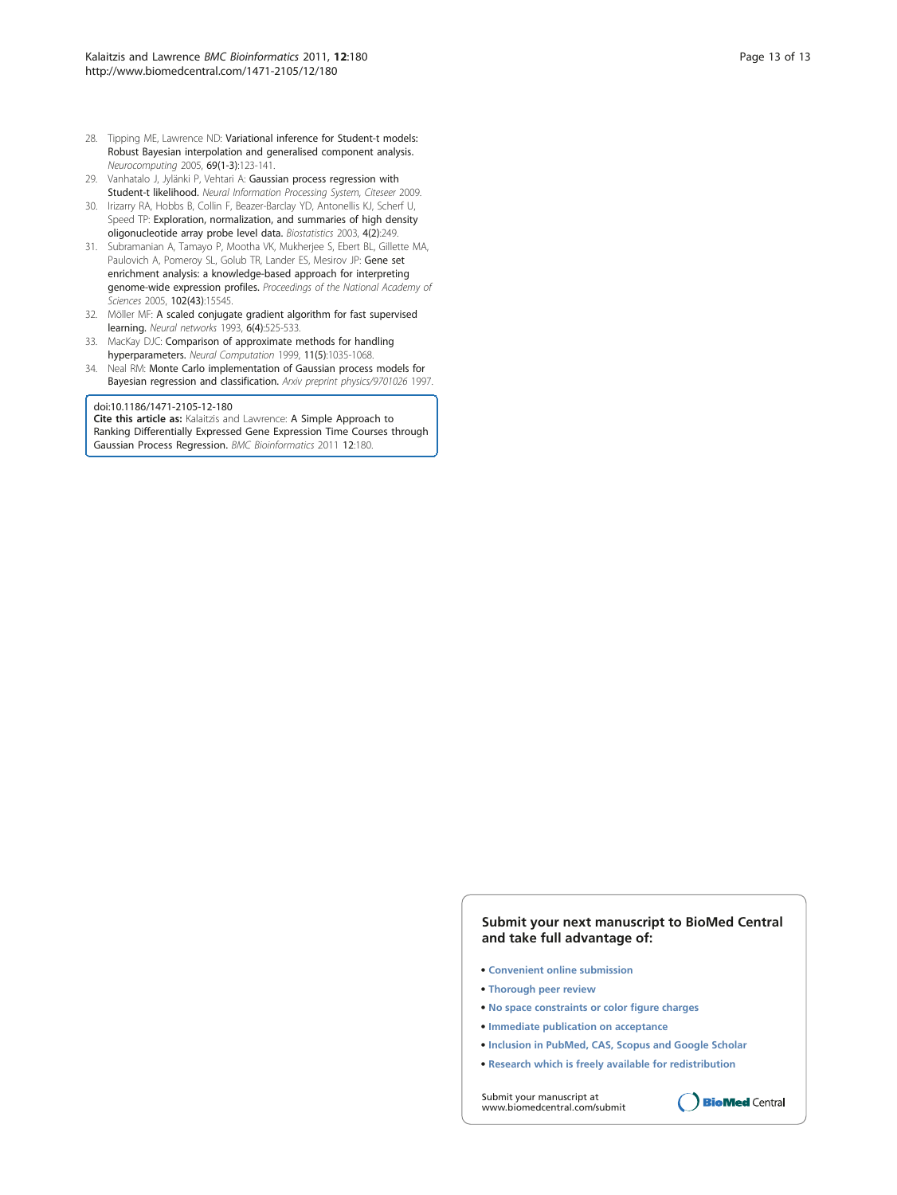28. Tipping ME, Lawrence ND: **Variational inference for Student-t models: Robust Bayesian interpolation and generalised component analysis.** *Neurocomputing* 2005, **69(1-3)**:123-141.
29. Vanhatalo J, Jylänki P, Vehtari A: **Gaussian process regression with Student-t likelihood.** *Neural Information Processing System, Citeseer* 2009.
30. Irizarry RA, Hobbs B, Collin F, Beazer-Barclay YD, Antonellis KJ, Scherf U, Speed TP: **Exploration, normalization, and summaries of high density oligonucleotide array probe level data.** *Biostatistics* 2003, **4(2)**:249.
31. Subramanian A, Tamayo P, Mootha VK, Mukherjee S, Ebert BL, Gillette MA, Paulovich A, Pomeroy SL, Golub TR, Lander ES, Mesirov JP: **Gene set enrichment analysis: a knowledge-based approach for interpreting genome-wide expression profiles.** *Proceedings of the National Academy of Sciences* 2005, **102(43)**:15545.
32. Möller MF: **A scaled conjugate gradient algorithm for fast supervised learning.** *Neural networks* 1993, **6(4)**:525-533.
33. MacKay DJC: **Comparison of approximate methods for handling hyperparameters.** *Neural Computation* 1999, **11(5)**:1035-1068.
34. Neal RM: **Monte Carlo implementation of Gaussian process models for Bayesian regression and classification.** *Arxiv preprint physics/9701026* 1997.

doi:10.1186/1471-2105-12-180
**Cite this article as:** Kalaitzis and Lawrence: A Simple Approach to Ranking Differentially Expressed Gene Expression Time Courses through Gaussian Process Regression. *BMC Bioinformatics* 2011 **12**:180.

**Submit your next manuscript to BioMed Central and take full advantage of:**

- **Convenient online submission**
- **Thorough peer review**
- **No space constraints or color figure charges**
- **Immediate publication on acceptance**
- **Inclusion in PubMed, CAS, Scopus and Google Scholar**
- **Research which is freely available for redistribution**

Submit your manuscript at
www.biomedcentral.com/submit

BioMed Central